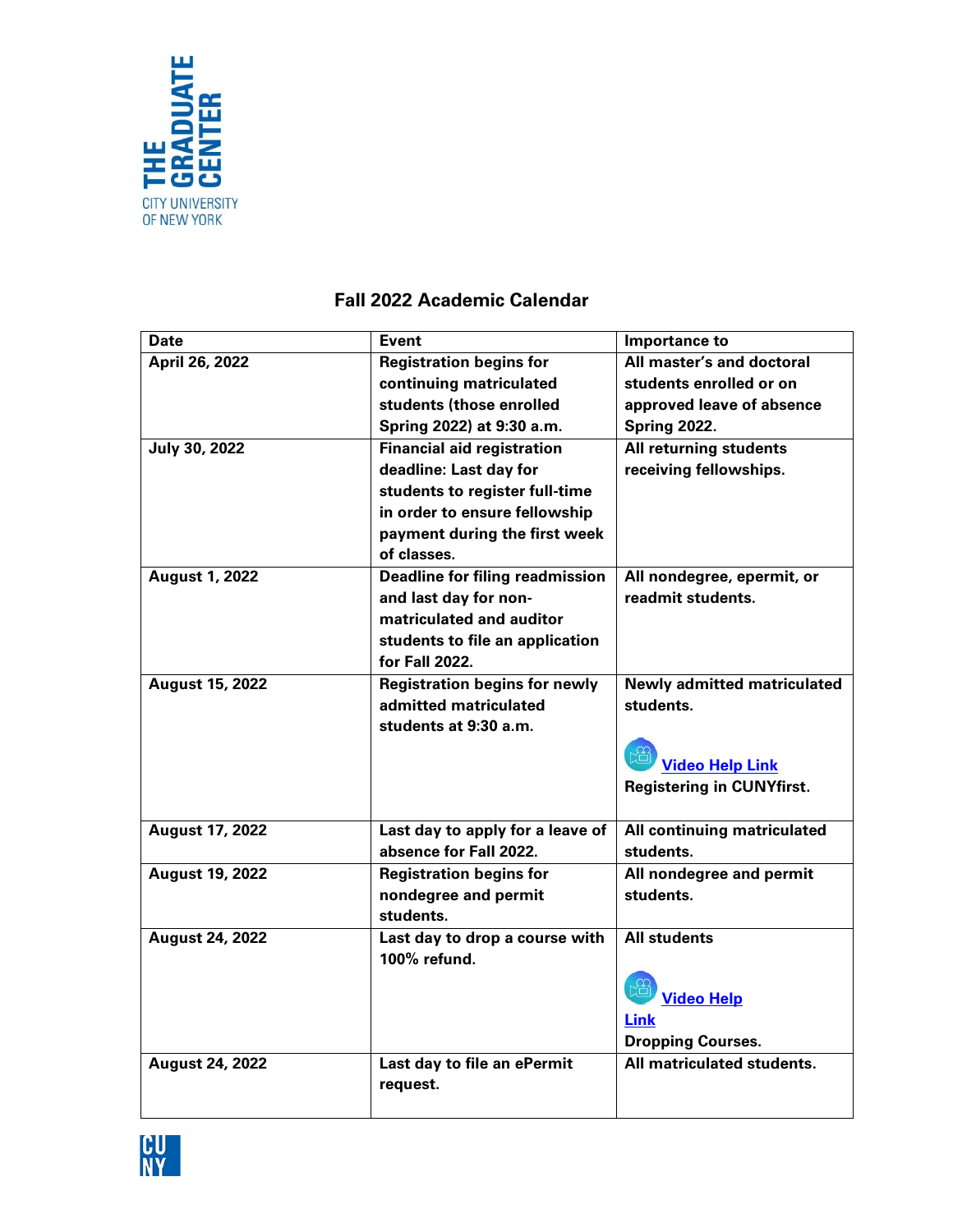## Fall 2022 Academic Calendar

| Date | Event | Importance to |
|---|---|---|
| **April 26, 2022** | **Registration begins for continuing matriculated students (those enrolled Spring 2022) at 9:30 a.m.** | **All master's and doctoral students enrolled or on approved leave of absence Spring 2022.** |
| **July 30, 2022** | **Financial aid registration deadline: Last day for students to register full-time in order to ensure fellowship payment during the first week of classes.** | **All returning students receiving fellowships.** |
| **August 1, 2022** | **Deadline for filing readmission and last day for non-matriculated and auditor students to file an application for Fall 2022.** | **All nondegree, epermit, or readmit students.** |
| **August 15, 2022** | **Registration begins for newly admitted matriculated students at 9:30 a.m.** | **Newly admitted matriculated students.** **Video Help Link** **Registering in CUNYfirst.** |
| **August 17, 2022** | **Last day to apply for a leave of absence for Fall 2022.** | **All continuing matriculated students.** |
| **August 19, 2022** | **Registration begins for nondegree and permit students.** | **All nondegree and permit students.** |
| **August 24, 2022** | **Last day to drop a course with 100% refund.** | **All students** **Video Help Link** **Dropping Courses.** |
| **August 24, 2022** | **Last day to file an ePermit request.** | **All matriculated students.** |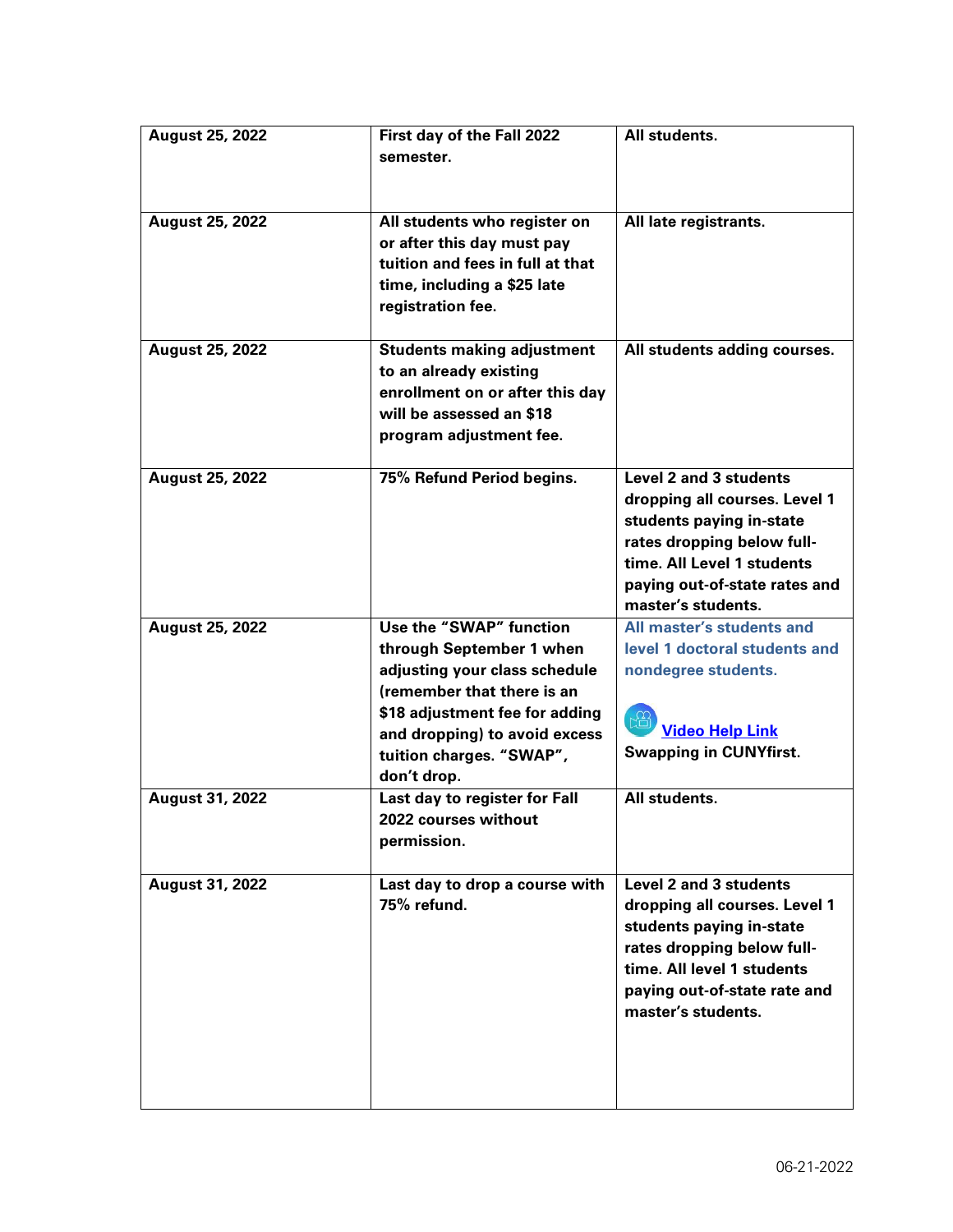| | | |
|---|---|---|
| **August 25, 2022** | **First day of the Fall 2022 semester.** | **All students.** |
| **August 25, 2022** | **All students who register on or after this day must pay tuition and fees in full at that time, including a $25 late registration fee.** | **All late registrants.** |
| **August 25, 2022** | **Students making adjustment to an already existing enrollment on or after this day will be assessed an $18 program adjustment fee.** | **All students adding courses.** |
| **August 25, 2022** | **75% Refund Period begins.** | **Level 2 and 3 students dropping all courses. Level 1 students paying in-state rates dropping below full-time. All Level 1 students paying out-of-state rates and master's students.** |
| **August 25, 2022** | **Use the "SWAP" function through September 1 when adjusting your class schedule (remember that there is an $18 adjustment fee for adding and dropping) to avoid excess tuition charges. "SWAP", don't drop.** | **All master's students and level 1 doctoral students and nondegree students.** **Video Help Link** **Swapping in CUNYfirst.** |
| **August 31, 2022** | **Last day to register for Fall 2022 courses without permission.** | **All students.** |
| **August 31, 2022** | **Last day to drop a course with 75% refund.** | **Level 2 and 3 students dropping all courses. Level 1 students paying in-state rates dropping below full-time. All level 1 students paying out-of-state rate and master's students.** |

06-21-2022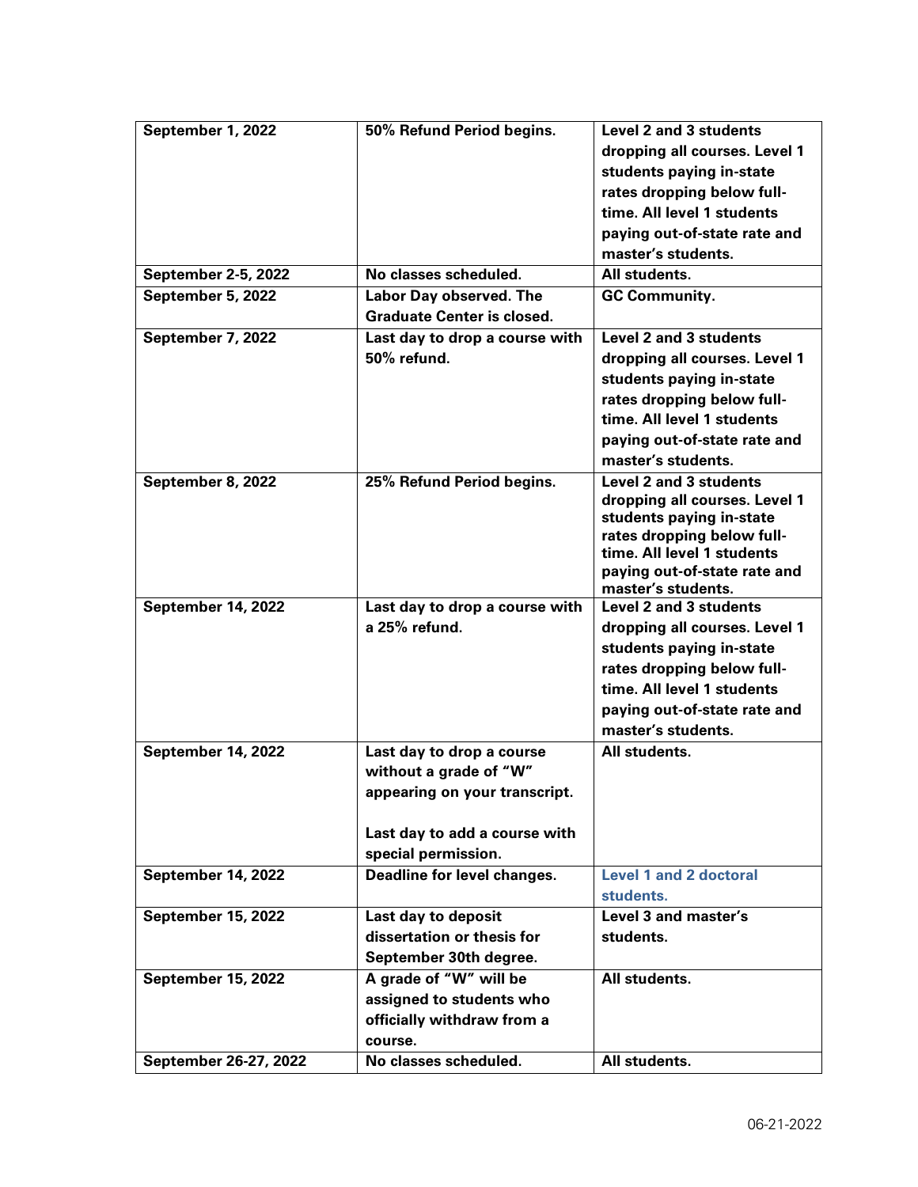| | | |
|---|---|---|
| **September 1, 2022** | **50% Refund Period begins.** | **Level 2 and 3 students dropping all courses. Level 1 students paying in-state rates dropping below full-time. All level 1 students paying out-of-state rate and master's students.** |
| **September 2-5, 2022** | **No classes scheduled.** | **All students.** |
| **September 5, 2022** | **Labor Day observed. The Graduate Center is closed.** | **GC Community.** |
| **September 7, 2022** | **Last day to drop a course with 50% refund.** | **Level 2 and 3 students dropping all courses. Level 1 students paying in-state rates dropping below full-time. All level 1 students paying out-of-state rate and master's students.** |
| **September 8, 2022** | **25% Refund Period begins.** | **Level 2 and 3 students dropping all courses. Level 1 students paying in-state rates dropping below full-time. All level 1 students paying out-of-state rate and master's students.** |
| **September 14, 2022** | **Last day to drop a course with a 25% refund.** | **Level 2 and 3 students dropping all courses. Level 1 students paying in-state rates dropping below full-time. All level 1 students paying out-of-state rate and master's students.** |
| **September 14, 2022** | **Last day to drop a course without a grade of "W" appearing on your transcript.**<br><br>**Last day to add a course with special permission.** | **All students.** |
| **September 14, 2022** | **Deadline for level changes.** | **Level 1 and 2 doctoral students.** |
| **September 15, 2022** | **Last day to deposit dissertation or thesis for September 30th degree.** | **Level 3 and master's students.** |
| **September 15, 2022** | **A grade of "W" will be assigned to students who officially withdraw from a course.** | **All students.** |
| **September 26-27, 2022** | **No classes scheduled.** | **All students.** |

06-21-2022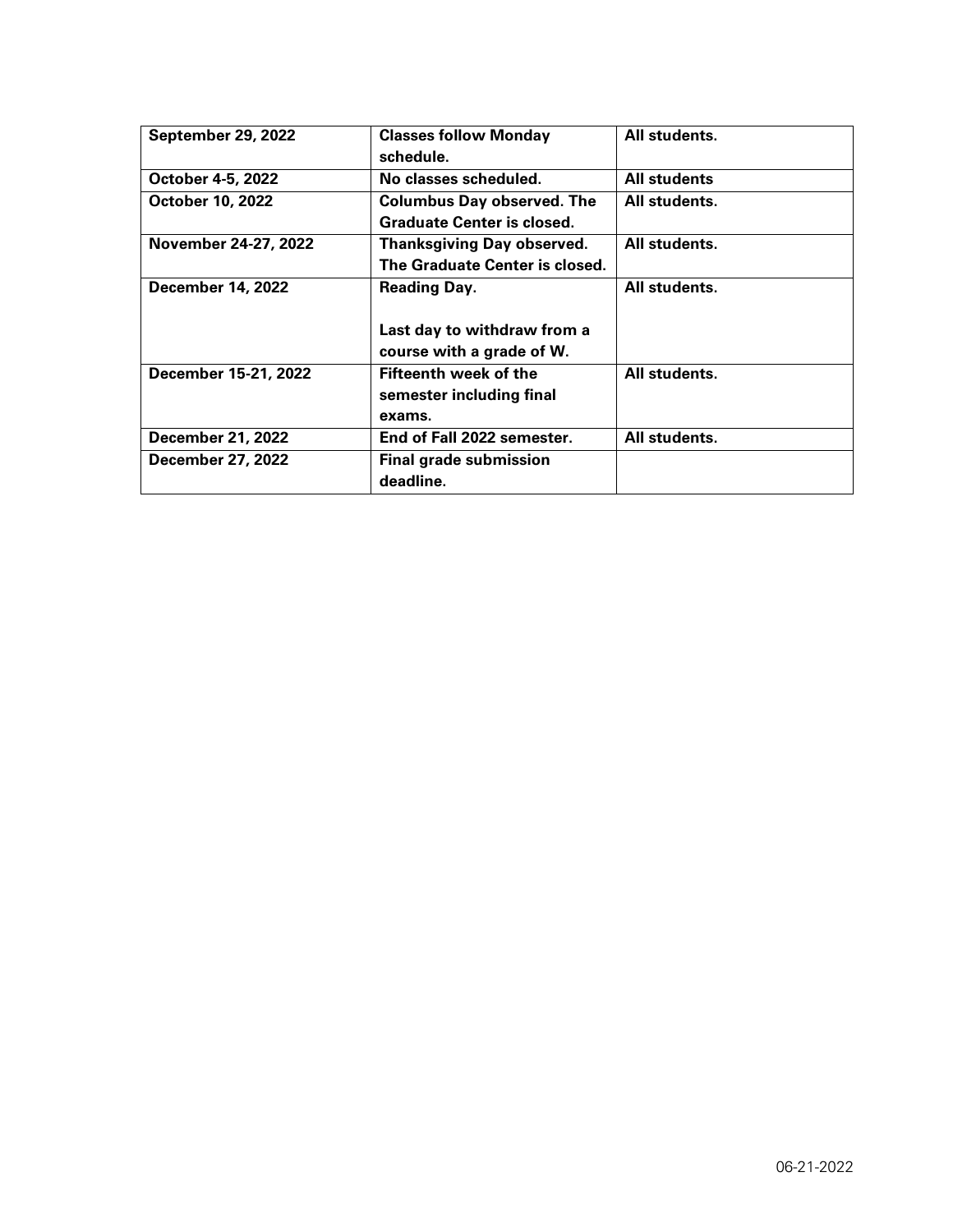| | | |
|---|---|---|
| **September 29, 2022** | **Classes follow Monday schedule.** | **All students.** |
| **October 4-5, 2022** | **No classes scheduled.** | **All students** |
| **October 10, 2022** | **Columbus Day observed. The Graduate Center is closed.** | **All students.** |
| **November 24-27, 2022** | **Thanksgiving Day observed. The Graduate Center is closed.** | **All students.** |
| **December 14, 2022** | **Reading Day.**<br><br>**Last day to withdraw from a course with a grade of W.** | **All students.** |
| **December 15-21, 2022** | **Fifteenth week of the semester including final exams.** | **All students.** |
| **December 21, 2022** | **End of Fall 2022 semester.** | **All students.** |
| **December 27, 2022** | **Final grade submission deadline.** | |

06-21-2022